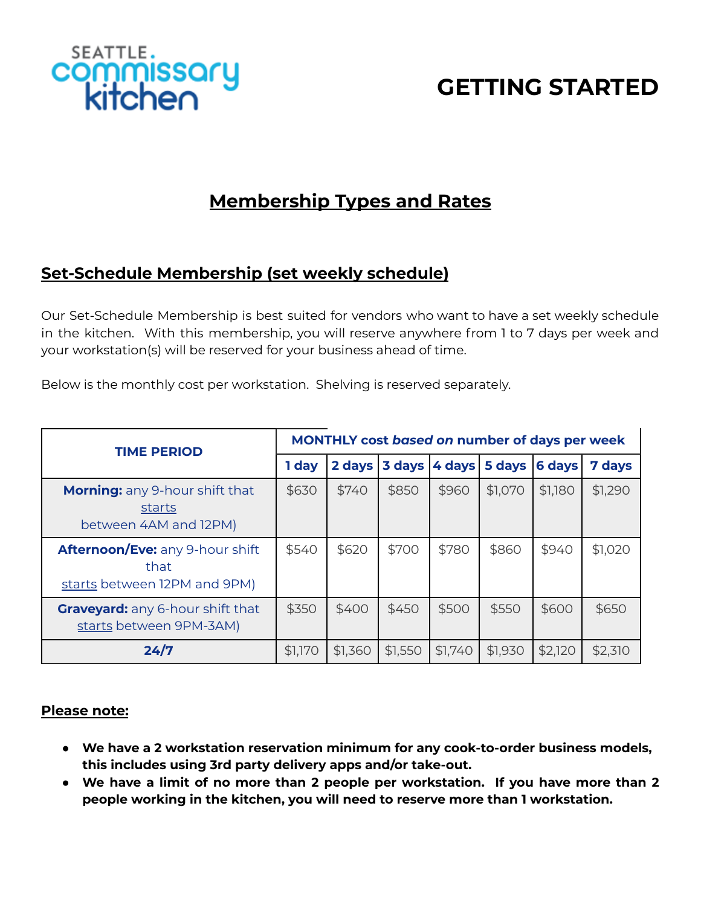SEATTLE commissary kitchen

# GETTING STARTED

## Membership Types and Rates

### Set-Schedule Membership (set weekly schedule)

Our Set-Schedule Membership is best suited for vendors who want to have a set weekly schedule in the kitchen. With this membership, you will reserve anywhere from 1 to 7 days per week and your workstation(s) will be reserved for your business ahead of time.

Below is the monthly cost per workstation. Shelving is reserved separately.

| TIME PERIOD | MONTHLY cost *based on* number of days per week | | | | | | |
|---|---|---|---|---|---|---|---|
| | 1 day | 2 days | 3 days | 4 days | 5 days | 6 days | 7 days |
| **Morning:** any 9-hour shift that starts between 4AM and 12PM) | $630 | $740 | $850 | $960 | $1,070 | $1,180 | $1,290 |
| **Afternoon/Eve:** any 9-hour shift that starts between 12PM and 9PM) | $540 | $620 | $700 | $780 | $860 | $940 | $1,020 |
| **Graveyard:** any 6-hour shift that starts between 9PM-3AM) | $350 | $400 | $450 | $500 | $550 | $600 | $650 |
| **24/7** | $1,170 | $1,360 | $1,550 | $1,740 | $1,930 | $2,120 | $2,310 |

**Please note:**

- **We have a 2 workstation reservation minimum for any cook-to-order business models, this includes using 3rd party delivery apps and/or take-out.**
- **We have a limit of no more than 2 people per workstation. If you have more than 2 people working in the kitchen, you will need to reserve more than 1 workstation.**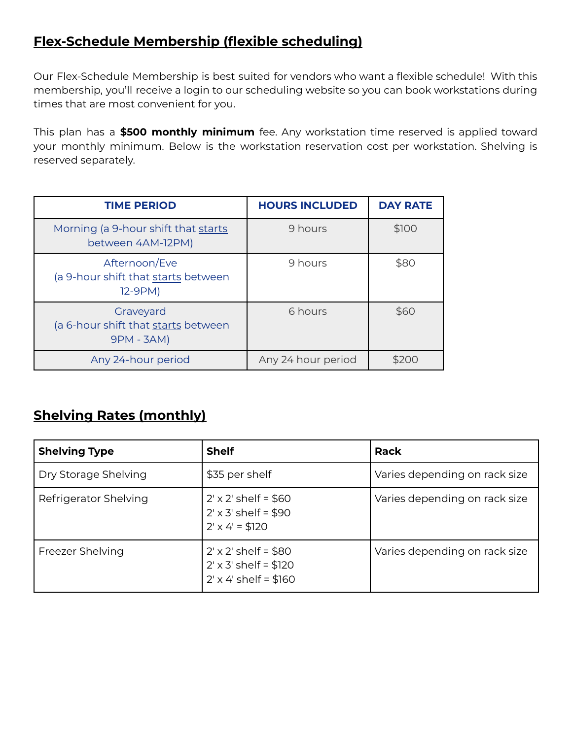## **Flex-Schedule Membership (flexible scheduling)**

Our Flex-Schedule Membership is best suited for vendors who want a flexible schedule! With this membership, you'll receive a login to our scheduling website so you can book workstations during times that are most convenient for you.

This plan has a **$500 monthly minimum** fee. Any workstation time reserved is applied toward your monthly minimum. Below is the workstation reservation cost per workstation. Shelving is reserved separately.

| TIME PERIOD | HOURS INCLUDED | DAY RATE |
| --- | --- | --- |
| Morning (a 9-hour shift that starts between 4AM-12PM) | 9 hours | $100 |
| Afternoon/Eve (a 9-hour shift that starts between 12-9PM) | 9 hours | $80 |
| Graveyard (a 6-hour shift that starts between 9PM - 3AM) | 6 hours | $60 |
| Any 24-hour period | Any 24 hour period | $200 |

## **Shelving Rates (monthly)**

| Shelving Type | Shelf | Rack |
| --- | --- | --- |
| Dry Storage Shelving | $35 per shelf | Varies depending on rack size |
| Refrigerator Shelving | 2' x 2' shelf = $60<br>2' x 3' shelf = $90<br>2' x 4' = $120 | Varies depending on rack size |
| Freezer Shelving | 2' x 2' shelf = $80<br>2' x 3' shelf = $120<br>2' x 4' shelf = $160 | Varies depending on rack size |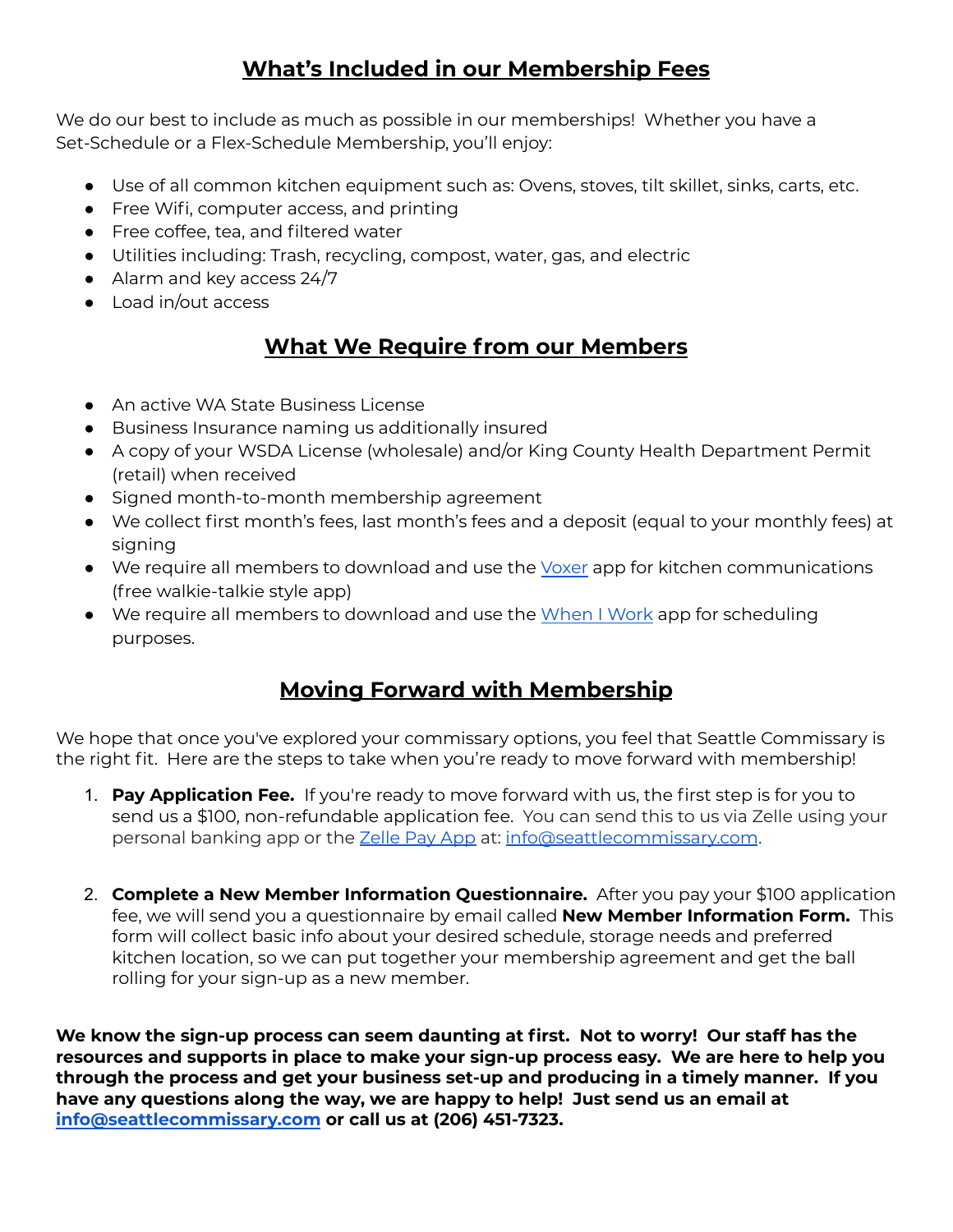## **What's Included in our Membership Fees**

We do our best to include as much as possible in our memberships! Whether you have a Set-Schedule or a Flex-Schedule Membership, you'll enjoy:

- Use of all common kitchen equipment such as: Ovens, stoves, tilt skillet, sinks, carts, etc.
- Free Wifi, computer access, and printing
- Free coffee, tea, and filtered water
- Utilities including: Trash, recycling, compost, water, gas, and electric
- Alarm and key access 24/7
- Load in/out access

## **What We Require from our Members**

- An active WA State Business License
- Business Insurance naming us additionally insured
- A copy of your WSDA License (wholesale) and/or King County Health Department Permit (retail) when received
- Signed month-to-month membership agreement
- We collect first month's fees, last month's fees and a deposit (equal to your monthly fees) at signing
- We require all members to download and use the Voxer app for kitchen communications (free walkie-talkie style app)
- We require all members to download and use the When I Work app for scheduling purposes.

## **Moving Forward with Membership**

We hope that once you've explored your commissary options, you feel that Seattle Commissary is the right fit. Here are the steps to take when you're ready to move forward with membership!

1. **Pay Application Fee.** If you're ready to move forward with us, the first step is for you to send us a $100, non-refundable application fee. You can send this to us via Zelle using your personal banking app or the Zelle Pay App at: info@seattlecommissary.com.

2. **Complete a New Member Information Questionnaire.** After you pay your $100 application fee, we will send you a questionnaire by email called **New Member Information Form.** This form will collect basic info about your desired schedule, storage needs and preferred kitchen location, so we can put together your membership agreement and get the ball rolling for your sign-up as a new member.

**We know the sign-up process can seem daunting at first. Not to worry! Our staff has the resources and supports in place to make your sign-up process easy. We are here to help you through the process and get your business set-up and producing in a timely manner. If you have any questions along the way, we are happy to help! Just send us an email at info@seattlecommissary.com or call us at (206) 451-7323.**